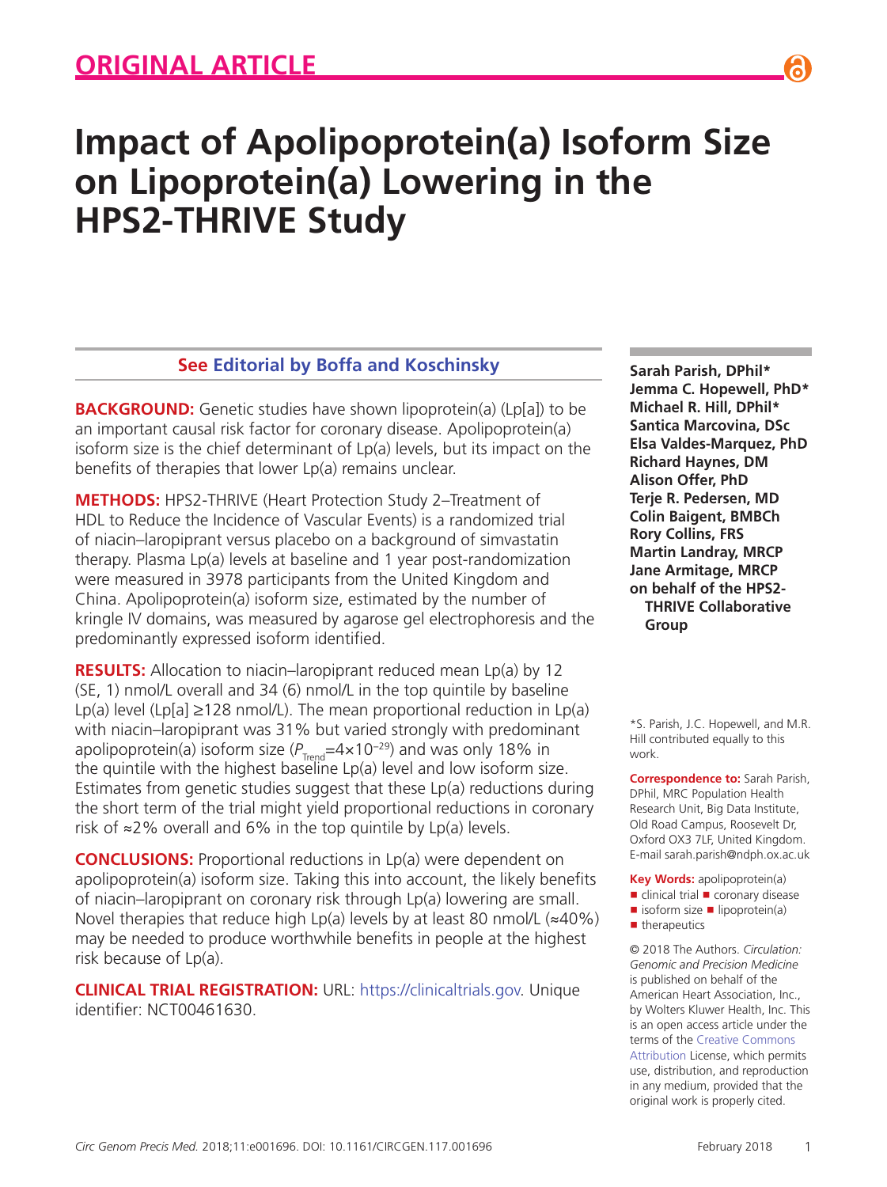ORIGINAL ARTICLE

# Impact of Apolipoprotein(a) Isoform Size on Lipoprotein(a) Lowering in the HPS2-THRIVE Study

See Editorial by Boffa and Koschinsky

**Sarah Parish, DPhil***
**Jemma C. Hopewell, PhD***
**Michael R. Hill, DPhil***
**Santica Marcovina, DSc**
**Elsa Valdes-Marquez, PhD**
**Richard Haynes, DM**
**Alison Offer, PhD**
**Terje R. Pedersen, MD**
**Colin Baigent, BMBCh**
**Rory Collins, FRS**
**Martin Landray, MRCP**
**Jane Armitage, MRCP**
**on behalf of the HPS2-THRIVE Collaborative Group**

**BACKGROUND:** Genetic studies have shown lipoprotein(a) (Lp[a]) to be an important causal risk factor for coronary disease. Apolipoprotein(a) isoform size is the chief determinant of Lp(a) levels, but its impact on the benefits of therapies that lower Lp(a) remains unclear.

**METHODS:** HPS2-THRIVE (Heart Protection Study 2–Treatment of HDL to Reduce the Incidence of Vascular Events) is a randomized trial of niacin–laropiprant versus placebo on a background of simvastatin therapy. Plasma Lp(a) levels at baseline and 1 year post-randomization were measured in 3978 participants from the United Kingdom and China. Apolipoprotein(a) isoform size, estimated by the number of kringle IV domains, was measured by agarose gel electrophoresis and the predominantly expressed isoform identified.

**RESULTS:** Allocation to niacin–laropiprant reduced mean Lp(a) by 12 (SE, 1) nmol/L overall and 34 (6) nmol/L in the top quintile by baseline Lp(a) level (Lp[a] ≥128 nmol/L). The mean proportional reduction in Lp(a) with niacin–laropiprant was 31% but varied strongly with predominant apolipoprotein(a) isoform size ($P_{\text{Trend}}=4\times10^{-29}$) and was only 18% in the quintile with the highest baseline Lp(a) level and low isoform size. Estimates from genetic studies suggest that these Lp(a) reductions during the short term of the trial might yield proportional reductions in coronary risk of ≈2% overall and 6% in the top quintile by Lp(a) levels.

**CONCLUSIONS:** Proportional reductions in Lp(a) were dependent on apolipoprotein(a) isoform size. Taking this into account, the likely benefits of niacin–laropiprant on coronary risk through Lp(a) lowering are small. Novel therapies that reduce high Lp(a) levels by at least 80 nmol/L (≈40%) may be needed to produce worthwhile benefits in people at the highest risk because of Lp(a).

**CLINICAL TRIAL REGISTRATION:** URL: https://clinicaltrials.gov. Unique identifier: NCT00461630.

*S. Parish, J.C. Hopewell, and M.R. Hill contributed equally to this work.

**Correspondence to:** Sarah Parish, DPhil, MRC Population Health Research Unit, Big Data Institute, Old Road Campus, Roosevelt Dr, Oxford OX3 7LF, United Kingdom. E-mail sarah.parish@ndph.ox.ac.uk

**Key Words:** apolipoprotein(a) ■ clinical trial ■ coronary disease ■ isoform size ■ lipoprotein(a) ■ therapeutics

© 2018 The Authors. *Circulation: Genomic and Precision Medicine* is published on behalf of the American Heart Association, Inc., by Wolters Kluwer Health, Inc. This is an open access article under the terms of the Creative Commons Attribution License, which permits use, distribution, and reproduction in any medium, provided that the original work is properly cited.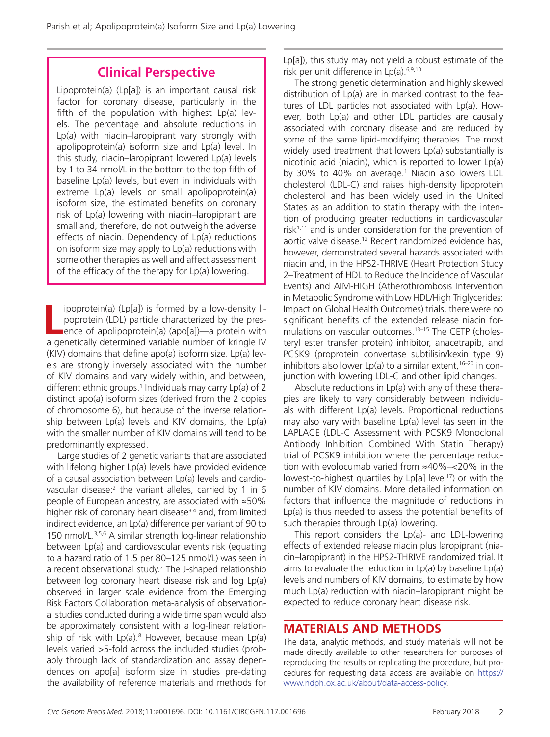## Clinical Perspective

Lipoprotein(a) (Lp[a]) is an important causal risk factor for coronary disease, particularly in the fifth of the population with highest Lp(a) levels. The percentage and absolute reductions in Lp(a) with niacin–laropiprant vary strongly with apolipoprotein(a) isoform size and Lp(a) level. In this study, niacin–laropiprant lowered Lp(a) levels by 1 to 34 nmol/L in the bottom to the top fifth of baseline Lp(a) levels, but even in individuals with extreme Lp(a) levels or small apolipoprotein(a) isoform size, the estimated benefits on coronary risk of Lp(a) lowering with niacin–laropiprant are small and, therefore, do not outweigh the adverse effects of niacin. Dependency of Lp(a) reductions on isoform size may apply to Lp(a) reductions with some other therapies as well and affect assessment of the efficacy of the therapy for Lp(a) lowering.

Lipoprotein(a) (Lp[a]) is formed by a low-density lipoprotein (LDL) particle characterized by the presence of apolipoprotein(a) (apo[a])—a protein with a genetically determined variable number of kringle IV (KIV) domains that define apo(a) isoform size. Lp(a) levels are strongly inversely associated with the number of KIV domains and vary widely within, and between, different ethnic groups.[1] Individuals may carry Lp(a) of 2 distinct apo(a) isoform sizes (derived from the 2 copies of chromosome 6), but because of the inverse relationship between Lp(a) levels and KIV domains, the Lp(a) with the smaller number of KIV domains will tend to be predominantly expressed.

Large studies of 2 genetic variants that are associated with lifelong higher Lp(a) levels have provided evidence of a causal association between Lp(a) levels and cardiovascular disease:[2] the variant alleles, carried by 1 in 6 people of European ancestry, are associated with ≈50% higher risk of coronary heart disease[3,4] and, from limited indirect evidence, an Lp(a) difference per variant of 90 to 150 nmol/L.[3,5,6] A similar strength log-linear relationship between Lp(a) and cardiovascular events risk (equating to a hazard ratio of 1.5 per 80–125 nmol/L) was seen in a recent observational study.[7] The J-shaped relationship between log coronary heart disease risk and log Lp(a) observed in larger scale evidence from the Emerging Risk Factors Collaboration meta-analysis of observational studies conducted during a wide time span would also be approximately consistent with a log-linear relationship of risk with Lp(a).[8] However, because mean Lp(a) levels varied >5-fold across the included studies (probably through lack of standardization and assay dependences on apo[a] isoform size in studies pre-dating the availability of reference materials and methods for Lp[a]), this study may not yield a robust estimate of the risk per unit difference in Lp(a).[6,9,10]

The strong genetic determination and highly skewed distribution of Lp(a) are in marked contrast to the features of LDL particles not associated with Lp(a). However, both Lp(a) and other LDL particles are causally associated with coronary disease and are reduced by some of the same lipid-modifying therapies. The most widely used treatment that lowers Lp(a) substantially is nicotinic acid (niacin), which is reported to lower Lp(a) by 30% to 40% on average.[1] Niacin also lowers LDL cholesterol (LDL-C) and raises high-density lipoprotein cholesterol and has been widely used in the United States as an addition to statin therapy with the intention of producing greater reductions in cardiovascular risk[1,11] and is under consideration for the prevention of aortic valve disease.[12] Recent randomized evidence has, however, demonstrated several hazards associated with niacin and, in the HPS2-THRIVE (Heart Protection Study 2–Treatment of HDL to Reduce the Incidence of Vascular Events) and AIM-HIGH (Atherothrombosis Intervention in Metabolic Syndrome with Low HDL/High Triglycerides: Impact on Global Health Outcomes) trials, there were no significant benefits of the extended release niacin formulations on vascular outcomes.[13–15] The CETP (cholesteryl ester transfer protein) inhibitor, anacetrapib, and PCSK9 (proprotein convertase subtilisin/kexin type 9) inhibitors also lower Lp(a) to a similar extent,[16–20] in conjunction with lowering LDL-C and other lipid changes.

Absolute reductions in Lp(a) with any of these therapies are likely to vary considerably between individuals with different Lp(a) levels. Proportional reductions may also vary with baseline Lp(a) level (as seen in the LAPLACE (LDL-C Assessment with PCSK9 Monoclonal Antibody Inhibition Combined With Statin Therapy) trial of PCSK9 inhibition where the percentage reduction with evolocumab varied from ≈40%–<20% in the lowest-to-highest quartiles by Lp[a] level[17]) or with the number of KIV domains. More detailed information on factors that influence the magnitude of reductions in Lp(a) is thus needed to assess the potential benefits of such therapies through Lp(a) lowering.

This report considers the Lp(a)- and LDL-lowering effects of extended release niacin plus laropiprant (niacin–laropiprant) in the HPS2-THRIVE randomized trial. It aims to evaluate the reduction in Lp(a) by baseline Lp(a) levels and numbers of KIV domains, to estimate by how much Lp(a) reduction with niacin–laropiprant might be expected to reduce coronary heart disease risk.

## MATERIALS AND METHODS

The data, analytic methods, and study materials will not be made directly available to other researchers for purposes of reproducing the results or replicating the procedure, but procedures for requesting data access are available on https://www.ndph.ox.ac.uk/about/data-access-policy.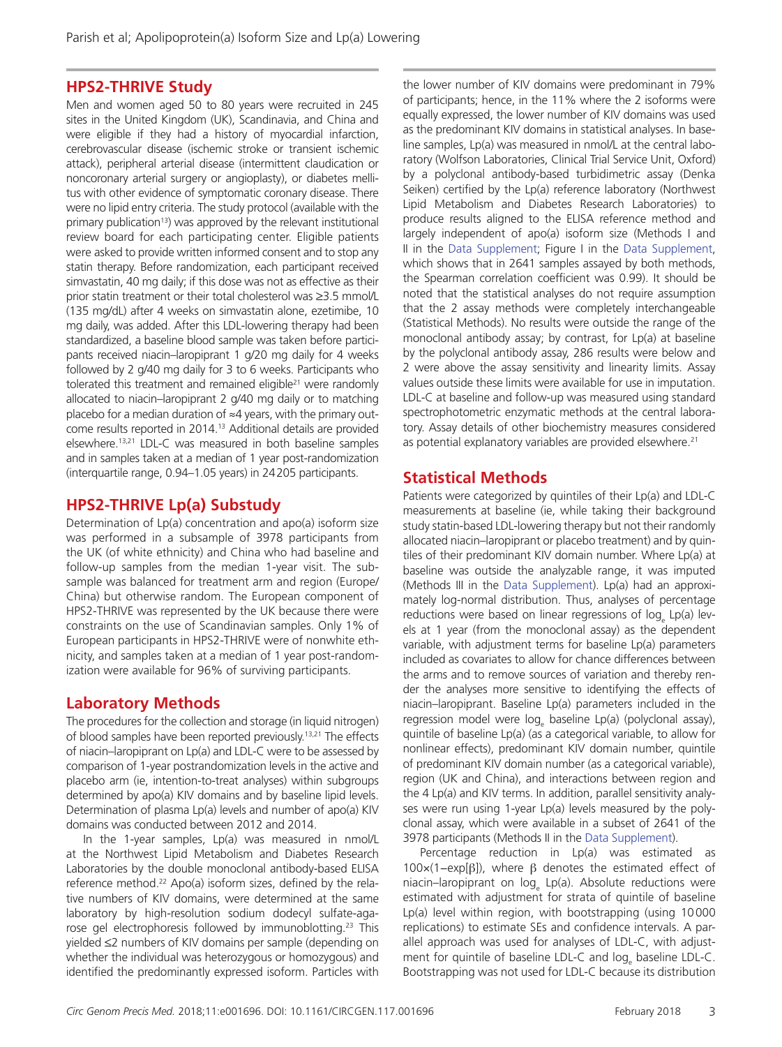## HPS2-THRIVE Study

Men and women aged 50 to 80 years were recruited in 245 sites in the United Kingdom (UK), Scandinavia, and China and were eligible if they had a history of myocardial infarction, cerebrovascular disease (ischemic stroke or transient ischemic attack), peripheral arterial disease (intermittent claudication or noncoronary arterial surgery or angioplasty), or diabetes mellitus with other evidence of symptomatic coronary disease. There were no lipid entry criteria. The study protocol (available with the primary publication[13]) was approved by the relevant institutional review board for each participating center. Eligible patients were asked to provide written informed consent and to stop any statin therapy. Before randomization, each participant received simvastatin, 40 mg daily; if this dose was not as effective as their prior statin treatment or their total cholesterol was ≥3.5 mmol/L (135 mg/dL) after 4 weeks on simvastatin alone, ezetimibe, 10 mg daily, was added. After this LDL-lowering therapy had been standardized, a baseline blood sample was taken before participants received niacin–laropiprant 1 g/20 mg daily for 4 weeks followed by 2 g/40 mg daily for 3 to 6 weeks. Participants who tolerated this treatment and remained eligible[21] were randomly allocated to niacin–laropiprant 2 g/40 mg daily or to matching placebo for a median duration of ≈4 years, with the primary outcome results reported in 2014.[13] Additional details are provided elsewhere.[13,21] LDL-C was measured in both baseline samples and in samples taken at a median of 1 year post-randomization (interquartile range, 0.94–1.05 years) in 24205 participants.

## HPS2-THRIVE Lp(a) Substudy

Determination of Lp(a) concentration and apo(a) isoform size was performed in a subsample of 3978 participants from the UK (of white ethnicity) and China who had baseline and follow-up samples from the median 1-year visit. The subsample was balanced for treatment arm and region (Europe/China) but otherwise random. The European component of HPS2-THRIVE was represented by the UK because there were constraints on the use of Scandinavian samples. Only 1% of European participants in HPS2-THRIVE were of nonwhite ethnicity, and samples taken at a median of 1 year post-randomization were available for 96% of surviving participants.

## Laboratory Methods

The procedures for the collection and storage (in liquid nitrogen) of blood samples have been reported previously.[13,21] The effects of niacin–laropiprant on Lp(a) and LDL-C were to be assessed by comparison of 1-year postrandomization levels in the active and placebo arm (ie, intention-to-treat analyses) within subgroups determined by apo(a) KIV domains and by baseline lipid levels. Determination of plasma Lp(a) levels and number of apo(a) KIV domains was conducted between 2012 and 2014.

In the 1-year samples, Lp(a) was measured in nmol/L at the Northwest Lipid Metabolism and Diabetes Research Laboratories by the double monoclonal antibody-based ELISA reference method.[22] Apo(a) isoform sizes, defined by the relative numbers of KIV domains, were determined at the same laboratory by high-resolution sodium dodecyl sulfate-agarose gel electrophoresis followed by immunoblotting.[23] This yielded ≤2 numbers of KIV domains per sample (depending on whether the individual was heterozygous or homozygous) and identified the predominantly expressed isoform. Particles with the lower number of KIV domains were predominant in 79% of participants; hence, in the 11% where the 2 isoforms were equally expressed, the lower number of KIV domains was used as the predominant KIV domains in statistical analyses. In baseline samples, Lp(a) was measured in nmol/L at the central laboratory (Wolfson Laboratories, Clinical Trial Service Unit, Oxford) by a polyclonal antibody-based turbidimetric assay (Denka Seiken) certified by the Lp(a) reference laboratory (Northwest Lipid Metabolism and Diabetes Research Laboratories) to produce results aligned to the ELISA reference method and largely independent of apo(a) isoform size (Methods I and II in the Data Supplement; Figure I in the Data Supplement, which shows that in 2641 samples assayed by both methods, the Spearman correlation coefficient was 0.99). It should be noted that the statistical analyses do not require assumption that the 2 assay methods were completely interchangeable (Statistical Methods). No results were outside the range of the monoclonal antibody assay; by contrast, for Lp(a) at baseline by the polyclonal antibody assay, 286 results were below and 2 were above the assay sensitivity and linearity limits. Assay values outside these limits were available for use in imputation. LDL-C at baseline and follow-up was measured using standard spectrophotometric enzymatic methods at the central laboratory. Assay details of other biochemistry measures considered as potential explanatory variables are provided elsewhere.[21]

## Statistical Methods

Patients were categorized by quintiles of their Lp(a) and LDL-C measurements at baseline (ie, while taking their background study statin-based LDL-lowering therapy but not their randomly allocated niacin–laropiprant or placebo treatment) and by quintiles of their predominant KIV domain number. Where Lp(a) at baseline was outside the analyzable range, it was imputed (Methods III in the Data Supplement). Lp(a) had an approximately log-normal distribution. Thus, analyses of percentage reductions were based on linear regressions of $\log_e$ Lp(a) levels at 1 year (from the monoclonal assay) as the dependent variable, with adjustment terms for baseline Lp(a) parameters included as covariates to allow for chance differences between the arms and to remove sources of variation and thereby render the analyses more sensitive to identifying the effects of niacin–laropiprant. Baseline Lp(a) parameters included in the regression model were $\log_e$ baseline Lp(a) (polyclonal assay), quintile of baseline Lp(a) (as a categorical variable, to allow for nonlinear effects), predominant KIV domain number, quintile of predominant KIV domain number (as a categorical variable), region (UK and China), and interactions between region and the 4 Lp(a) and KIV terms. In addition, parallel sensitivity analyses were run using 1-year Lp(a) levels measured by the polyclonal assay, which were available in a subset of 2641 of the 3978 participants (Methods II in the Data Supplement).

Percentage reduction in Lp(a) was estimated as $100\times(1-\exp[\beta])$, where $\beta$ denotes the estimated effect of niacin–laropiprant on $\log_e$ Lp(a). Absolute reductions were estimated with adjustment for strata of quintile of baseline Lp(a) level within region, with bootstrapping (using 10000 replications) to estimate SEs and confidence intervals. A parallel approach was used for analyses of LDL-C, with adjustment for quintile of baseline LDL-C and $\log_e$ baseline LDL-C. Bootstrapping was not used for LDL-C because its distribution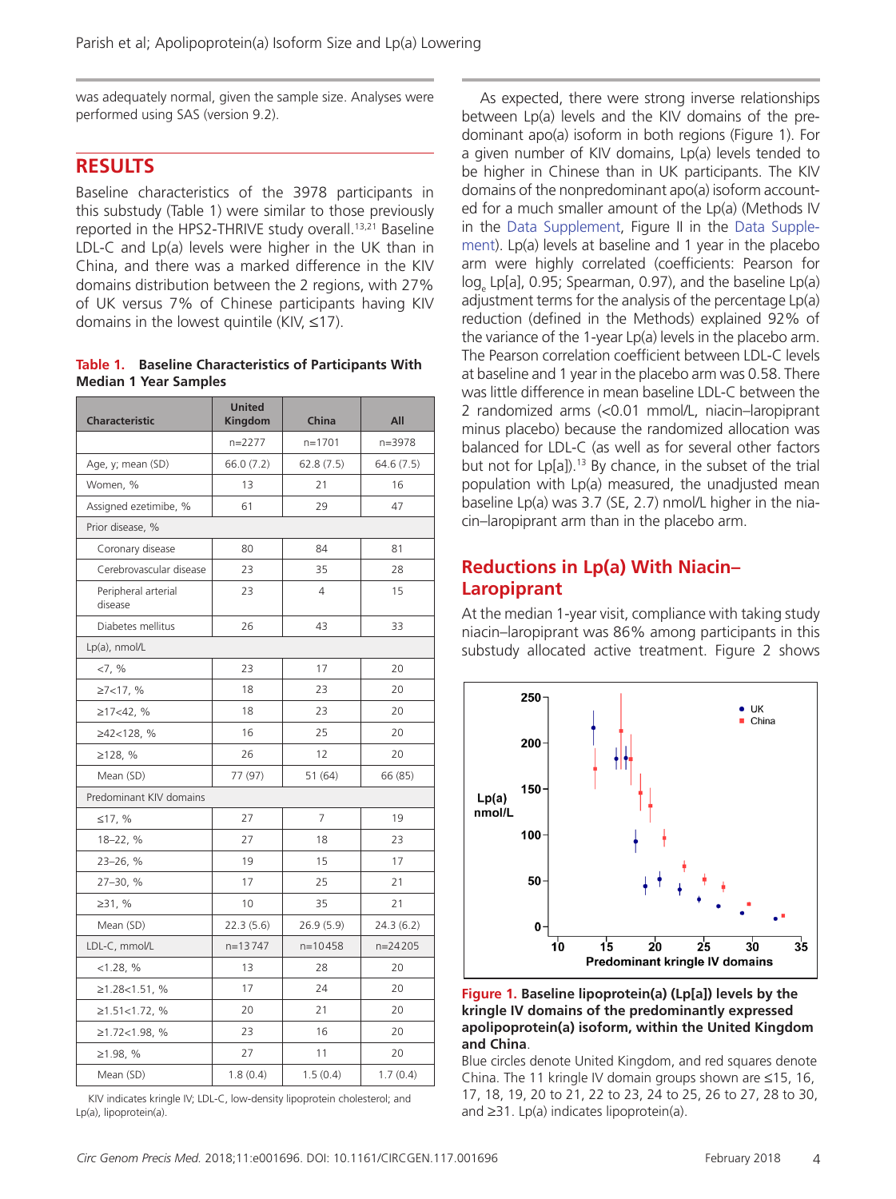was adequately normal, given the sample size. Analyses were performed using SAS (version 9.2).

## RESULTS

Baseline characteristics of the 3978 participants in this substudy (Table 1) were similar to those previously reported in the HPS2-THRIVE study overall.[13,21] Baseline LDL-C and Lp(a) levels were higher in the UK than in China, and there was a marked difference in the KIV domains distribution between the 2 regions, with 27% of UK versus 7% of Chinese participants having KIV domains in the lowest quintile (KIV, ≤17).

**Table 1. Baseline Characteristics of Participants With Median 1 Year Samples**

| Characteristic | United Kingdom | China | All |
|---|---|---|---|
| | n=2277 | n=1701 | n=3978 |
| Age, y; mean (SD) | 66.0 (7.2) | 62.8 (7.5) | 64.6 (7.5) |
| Women, % | 13 | 21 | 16 |
| Assigned ezetimibe, % | 61 | 29 | 47 |
| Prior disease, % | | | |
| Coronary disease | 80 | 84 | 81 |
| Cerebrovascular disease | 23 | 35 | 28 |
| Peripheral arterial disease | 23 | 4 | 15 |
| Diabetes mellitus | 26 | 43 | 33 |
| Lp(a), nmol/L | | | |
| <7, % | 23 | 17 | 20 |
| ≥7<17, % | 18 | 23 | 20 |
| ≥17<42, % | 18 | 23 | 20 |
| ≥42<128, % | 16 | 25 | 20 |
| ≥128, % | 26 | 12 | 20 |
| Mean (SD) | 77 (97) | 51 (64) | 66 (85) |
| Predominant KIV domains | | | |
| ≤17, % | 27 | 7 | 19 |
| 18–22, % | 27 | 18 | 23 |
| 23–26, % | 19 | 15 | 17 |
| 27–30, % | 17 | 25 | 21 |
| ≥31, % | 10 | 35 | 21 |
| Mean (SD) | 22.3 (5.6) | 26.9 (5.9) | 24.3 (6.2) |
| LDL-C, mmol/L | n=13 747 | n=10 458 | n=24 205 |
| <1.28, % | 13 | 28 | 20 |
| ≥1.28<1.51, % | 17 | 24 | 20 |
| ≥1.51<1.72, % | 20 | 21 | 20 |
| ≥1.72<1.98, % | 23 | 16 | 20 |
| ≥1.98, % | 27 | 11 | 20 |
| Mean (SD) | 1.8 (0.4) | 1.5 (0.4) | 1.7 (0.4) |

KIV indicates kringle IV; LDL-C, low-density lipoprotein cholesterol; and Lp(a), lipoprotein(a).

As expected, there were strong inverse relationships between Lp(a) levels and the KIV domains of the predominant apo(a) isoform in both regions (Figure 1). For a given number of KIV domains, Lp(a) levels tended to be higher in Chinese than in UK participants. The KIV domains of the nonpredominant apo(a) isoform accounted for a much smaller amount of the Lp(a) (Methods IV in the Data Supplement, Figure II in the Data Supplement). Lp(a) levels at baseline and 1 year in the placebo arm were highly correlated (coefficients: Pearson for $\log_e$ Lp[a], 0.95; Spearman, 0.97), and the baseline Lp(a) adjustment terms for the analysis of the percentage Lp(a) reduction (defined in the Methods) explained 92% of the variance of the 1-year Lp(a) levels in the placebo arm. The Pearson correlation coefficient between LDL-C levels at baseline and 1 year in the placebo arm was 0.58. There was little difference in mean baseline LDL-C between the 2 randomized arms (<0.01 mmol/L, niacin–laropiprant minus placebo) because the randomized allocation was balanced for LDL-C (as well as for several other factors but not for Lp[a]).[13] By chance, in the subset of the trial population with Lp(a) measured, the unadjusted mean baseline Lp(a) was 3.7 (SE, 2.7) nmol/L higher in the niacin–laropiprant arm than in the placebo arm.

### Reductions in Lp(a) With Niacin–Laropiprant

At the median 1-year visit, compliance with taking study niacin–laropiprant was 86% among participants in this substudy allocated active treatment. Figure 2 shows

**Figure 1. Baseline lipoprotein(a) (Lp[a]) levels by the kringle IV domains of the predominantly expressed apolipoprotein(a) isoform, within the United Kingdom and China.**

Blue circles denote United Kingdom, and red squares denote China. The 11 kringle IV domain groups shown are ≤15, 16, 17, 18, 19, 20 to 21, 22 to 23, 24 to 25, 26 to 27, 28 to 30, and ≥31. Lp(a) indicates lipoprotein(a).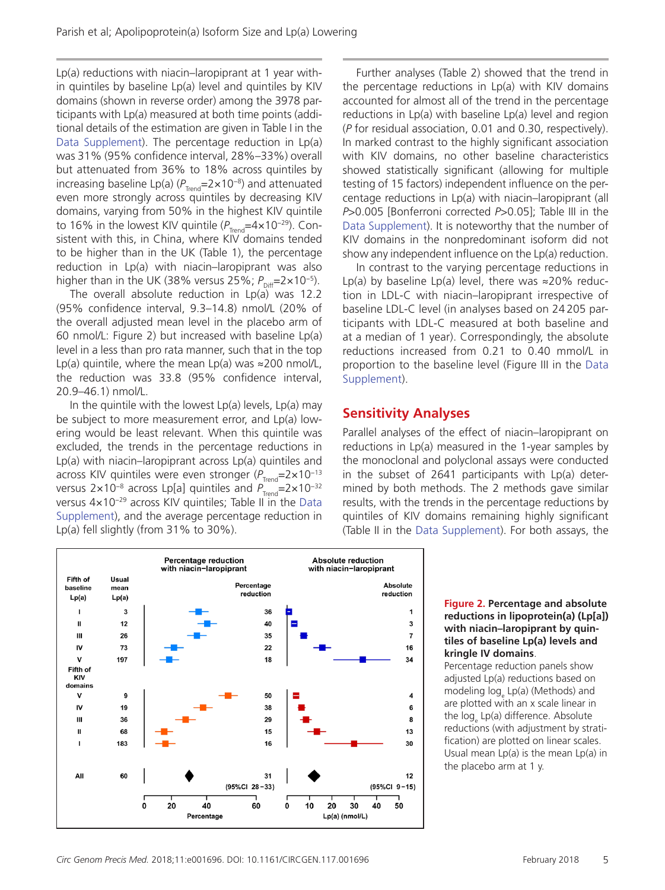Lp(a) reductions with niacin–laropiprant at 1 year within quintiles by baseline Lp(a) level and quintiles by KIV domains (shown in reverse order) among the 3978 participants with Lp(a) measured at both time points (additional details of the estimation are given in Table I in the Data Supplement). The percentage reduction in Lp(a) was 31% (95% confidence interval, 28%–33%) overall but attenuated from 36% to 18% across quintiles by increasing baseline Lp(a) ($P_{Trend}$=2×10$^{-8}$) and attenuated even more strongly across quintiles by decreasing KIV domains, varying from 50% in the highest KIV quintile to 16% in the lowest KIV quintile ($P_{Trend}$=4×10$^{-29}$). Consistent with this, in China, where KIV domains tended to be higher than in the UK (Table 1), the percentage reduction in Lp(a) with niacin–laropiprant was also higher than in the UK (38% versus 25%; $P_{Diff}$=2×10$^{-5}$).

The overall absolute reduction in Lp(a) was 12.2 (95% confidence interval, 9.3–14.8) nmol/L (20% of the overall adjusted mean level in the placebo arm of 60 nmol/L: Figure 2) but increased with baseline Lp(a) level in a less than pro rata manner, such that in the top Lp(a) quintile, where the mean Lp(a) was ≈200 nmol/L, the reduction was 33.8 (95% confidence interval, 20.9–46.1) nmol/L.

In the quintile with the lowest Lp(a) levels, Lp(a) may be subject to more measurement error, and Lp(a) lowering would be least relevant. When this quintile was excluded, the trends in the percentage reductions in Lp(a) with niacin–laropiprant across Lp(a) quintiles and across KIV quintiles were even stronger ($P_{Trend}$=2×10$^{-13}$ versus 2×10$^{-8}$ across Lp[a] quintiles and $P_{Trend}$=2×10$^{-32}$ versus 4×10$^{-29}$ across KIV quintiles; Table II in the Data Supplement), and the average percentage reduction in Lp(a) fell slightly (from 31% to 30%).

Further analyses (Table 2) showed that the trend in the percentage reductions in Lp(a) with KIV domains accounted for almost all of the trend in the percentage reductions in Lp(a) with baseline Lp(a) level and region (*P* for residual association, 0.01 and 0.30, respectively). In marked contrast to the highly significant association with KIV domains, no other baseline characteristics showed statistically significant (allowing for multiple testing of 15 factors) independent influence on the percentage reductions in Lp(a) with niacin–laropiprant (all *P*>0.005 [Bonferroni corrected *P*>0.05]; Table III in the Data Supplement). It is noteworthy that the number of KIV domains in the nonpredominant isoform did not show any independent influence on the Lp(a) reduction.

In contrast to the varying percentage reductions in Lp(a) by baseline Lp(a) level, there was ≈20% reduction in LDL-C with niacin–laropiprant irrespective of baseline LDL-C level (in analyses based on 24 205 participants with LDL-C measured at both baseline and at a median of 1 year). Correspondingly, the absolute reductions increased from 0.21 to 0.40 mmol/L in proportion to the baseline level (Figure III in the Data Supplement).

## Sensitivity Analyses

Parallel analyses of the effect of niacin–laropiprant on reductions in Lp(a) measured in the 1-year samples by the monoclonal and polyclonal assays were conducted in the subset of 2641 participants with Lp(a) determined by both methods. The 2 methods gave similar results, with the trends in the percentage reductions by quintiles of KIV domains remaining highly significant (Table II in the Data Supplement). For both assays, the

| Fifth of baseline Lp(a) | Usual mean Lp(a) | Percentage reduction | Absolute reduction |
|---|---|---|---|
| I | 3 | 36 | 1 |
| II | 12 | 40 | 3 |
| III | 26 | 35 | 7 |
| IV | 73 | 22 | 16 |
| V | 197 | 18 | 34 |
| **Fifth of KIV domains** | | | |
| V | 9 | 50 | 4 |
| IV | 19 | 38 | 6 |
| III | 36 | 29 | 8 |
| II | 68 | 15 | 13 |
| I | 183 | 16 | 30 |
| All | 60 | 31 (95%CI 28–33) | 12 (95%CI 9–15) |

**Figure 2. Percentage and absolute reductions in lipoprotein(a) (Lp[a]) with niacin–laropiprant by quintiles of baseline Lp(a) levels and kringle IV domains**. Percentage reduction panels show adjusted Lp(a) reductions based on modeling $\log_e$ Lp(a) (Methods) and are plotted with an x scale linear in the $\log_e$ Lp(a) difference. Absolute reductions (with adjustment by stratification) are plotted on linear scales. Usual mean Lp(a) is the mean Lp(a) in the placebo arm at 1 y.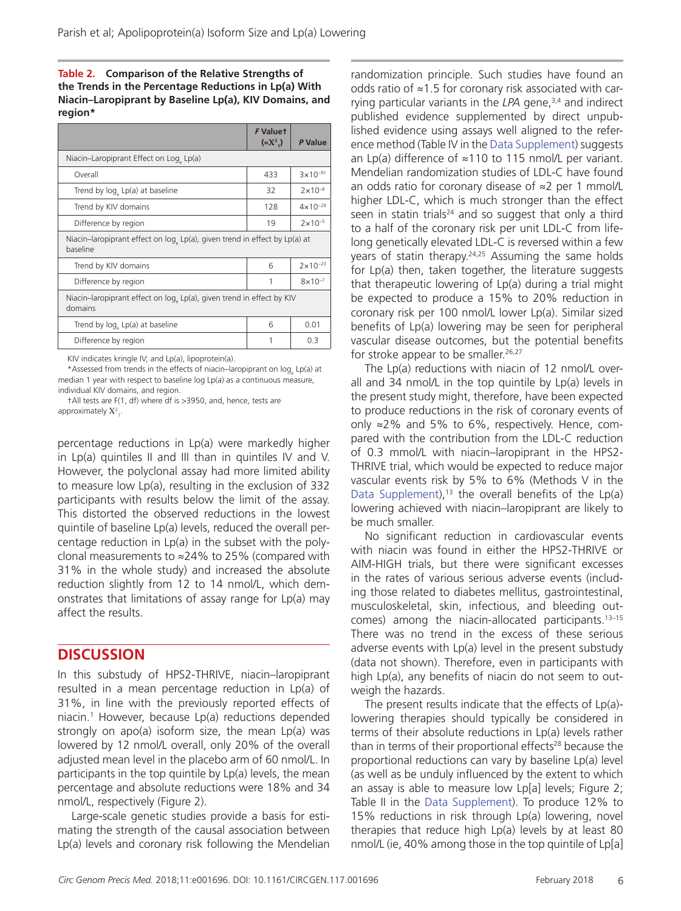**Table 2. Comparison of the Relative Strengths of the Trends in the Percentage Reductions in Lp(a) With Niacin–Laropiprant by Baseline Lp(a), KIV Domains, and region***

| | *F* Value† ($\approx X^2_1$) | *P* Value |
|---|---|---|
| Niacin–Laropiprant Effect on $\log_e$ Lp(a) | | |
| Overall | 433 | $3\times10^{-91}$ |
| Trend by $\log_e$ Lp(a) at baseline | 32 | $2\times10^{-8}$ |
| Trend by KIV domains | 128 | $4\times10^{-29}$ |
| Difference by region | 19 | $2\times10^{-5}$ |
| Niacin–laropiprant effect on $\log_e$ Lp(a), given trend in effect by Lp(a) at baseline | | |
| Trend by KIV domains | 6 | $2\times10^{-23}$ |
| Difference by region | 1 | $8\times10^{-7}$ |
| Niacin–laropiprant effect on $\log_e$ Lp(a), given trend in effect by KIV domains | | |
| Trend by $\log_e$ Lp(a) at baseline | 6 | 0.01 |
| Difference by region | 1 | 0.3 |

KIV indicates kringle IV; and Lp(a), lipoprotein(a).

*Assessed from trends in the effects of niacin–laropiprant on $\log_e$ Lp(a) at median 1 year with respect to baseline log Lp(a) as a continuous measure, individual KIV domains, and region.

†All tests are F(1, df) where df is >3950, and, hence, tests are approximately $X^2_1$.

percentage reductions in Lp(a) were markedly higher in Lp(a) quintiles II and III than in quintiles IV and V. However, the polyclonal assay had more limited ability to measure low Lp(a), resulting in the exclusion of 332 participants with results below the limit of the assay. This distorted the observed reductions in the lowest quintile of baseline Lp(a) levels, reduced the overall percentage reduction in Lp(a) in the subset with the polyclonal measurements to ≈24% to 25% (compared with 31% in the whole study) and increased the absolute reduction slightly from 12 to 14 nmol/L, which demonstrates that limitations of assay range for Lp(a) may affect the results.

## DISCUSSION

In this substudy of HPS2-THRIVE, niacin–laropiprant resulted in a mean percentage reduction in Lp(a) of 31%, in line with the previously reported effects of niacin.[1] However, because Lp(a) reductions depended strongly on apo(a) isoform size, the mean Lp(a) was lowered by 12 nmol/L overall, only 20% of the overall adjusted mean level in the placebo arm of 60 nmol/L. In participants in the top quintile by Lp(a) levels, the mean percentage and absolute reductions were 18% and 34 nmol/L, respectively (Figure 2).

Large-scale genetic studies provide a basis for estimating the strength of the causal association between Lp(a) levels and coronary risk following the Mendelian randomization principle. Such studies have found an odds ratio of ≈1.5 for coronary risk associated with carrying particular variants in the *LPA* gene,[3,4] and indirect published evidence supplemented by direct unpublished evidence using assays well aligned to the reference method (Table IV in the Data Supplement) suggests an Lp(a) difference of ≈110 to 115 nmol/L per variant. Mendelian randomization studies of LDL-C have found an odds ratio for coronary disease of ≈2 per 1 mmol/L higher LDL-C, which is much stronger than the effect seen in statin trials[24] and so suggest that only a third to a half of the coronary risk per unit LDL-C from lifelong genetically elevated LDL-C is reversed within a few years of statin therapy.[24,25] Assuming the same holds for Lp(a) then, taken together, the literature suggests that therapeutic lowering of Lp(a) during a trial might be expected to produce a 15% to 20% reduction in coronary risk per 100 nmol/L lower Lp(a). Similar sized benefits of Lp(a) lowering may be seen for peripheral vascular disease outcomes, but the potential benefits for stroke appear to be smaller.[26,27]

The Lp(a) reductions with niacin of 12 nmol/L overall and 34 nmol/L in the top quintile by Lp(a) levels in the present study might, therefore, have been expected to produce reductions in the risk of coronary events of only ≈2% and 5% to 6%, respectively. Hence, compared with the contribution from the LDL-C reduction of 0.3 mmol/L with niacin–laropiprant in the HPS2-THRIVE trial, which would be expected to reduce major vascular events risk by 5% to 6% (Methods V in the Data Supplement),[13] the overall benefits of the Lp(a) lowering achieved with niacin–laropiprant are likely to be much smaller.

No significant reduction in cardiovascular events with niacin was found in either the HPS2-THRIVE or AIM-HIGH trials, but there were significant excesses in the rates of various serious adverse events (including those related to diabetes mellitus, gastrointestinal, musculoskeletal, skin, infectious, and bleeding outcomes) among the niacin-allocated participants.[13–15] There was no trend in the excess of these serious adverse events with Lp(a) level in the present substudy (data not shown). Therefore, even in participants with high Lp(a), any benefits of niacin do not seem to outweigh the hazards.

The present results indicate that the effects of Lp(a)-lowering therapies should typically be considered in terms of their absolute reductions in Lp(a) levels rather than in terms of their proportional effects[28] because the proportional reductions can vary by baseline Lp(a) level (as well as be unduly influenced by the extent to which an assay is able to measure low Lp[a] levels; Figure 2; Table II in the Data Supplement). To produce 12% to 15% reductions in risk through Lp(a) lowering, novel therapies that reduce high Lp(a) levels by at least 80 nmol/L (ie, 40% among those in the top quintile of Lp[a]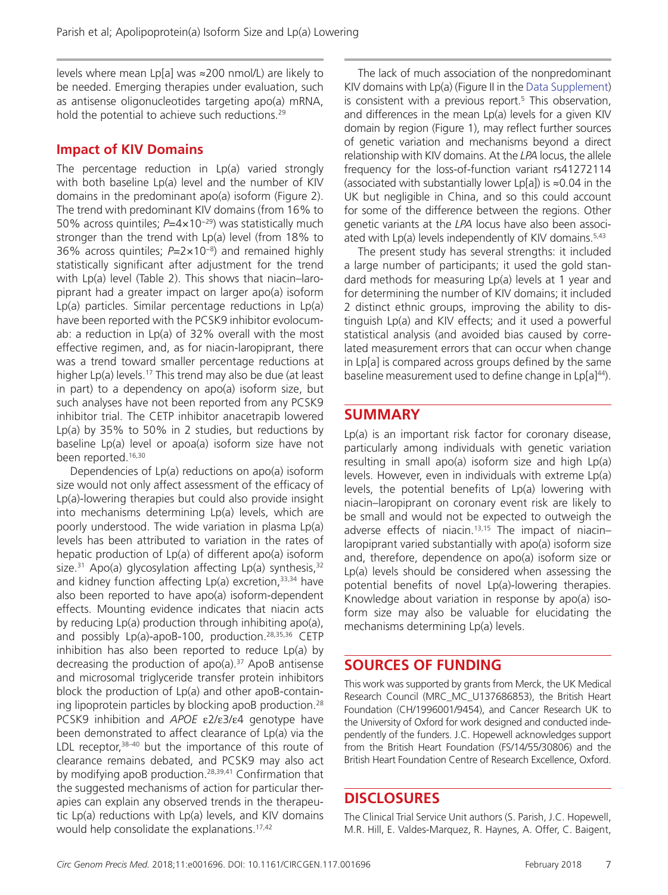levels where mean Lp[a] was ≈200 nmol/L) are likely to be needed. Emerging therapies under evaluation, such as antisense oligonucleotides targeting apo(a) mRNA, hold the potential to achieve such reductions.[29]

## Impact of KIV Domains

The percentage reduction in Lp(a) varied strongly with both baseline Lp(a) level and the number of KIV domains in the predominant apo(a) isoform (Figure 2). The trend with predominant KIV domains (from 16% to 50% across quintiles; $P=4\times10^{-29}$) was statistically much stronger than the trend with Lp(a) level (from 18% to 36% across quintiles; $P=2\times10^{-8}$) and remained highly statistically significant after adjustment for the trend with Lp(a) level (Table 2). This shows that niacin–laropiprant had a greater impact on larger apo(a) isoform Lp(a) particles. Similar percentage reductions in Lp(a) have been reported with the PCSK9 inhibitor evolocumab: a reduction in Lp(a) of 32% overall with the most effective regimen, and, as for niacin-laropiprant, there was a trend toward smaller percentage reductions at higher Lp(a) levels.[17] This trend may also be due (at least in part) to a dependency on apo(a) isoform size, but such analyses have not been reported from any PCSK9 inhibitor trial. The CETP inhibitor anacetrapib lowered Lp(a) by 35% to 50% in 2 studies, but reductions by baseline Lp(a) level or apoa(a) isoform size have not been reported.[16,30]

Dependencies of Lp(a) reductions on apo(a) isoform size would not only affect assessment of the efficacy of Lp(a)-lowering therapies but could also provide insight into mechanisms determining Lp(a) levels, which are poorly understood. The wide variation in plasma Lp(a) levels has been attributed to variation in the rates of hepatic production of Lp(a) of different apo(a) isoform size.[31] Apo(a) glycosylation affecting Lp(a) synthesis,[32] and kidney function affecting Lp(a) excretion,[33,34] have also been reported to have apo(a) isoform-dependent effects. Mounting evidence indicates that niacin acts by reducing Lp(a) production through inhibiting apo(a), and possibly Lp(a)-apoB-100, production.[28,35,36] CETP inhibition has also been reported to reduce Lp(a) by decreasing the production of apo(a).[37] ApoB antisense and microsomal triglyceride transfer protein inhibitors block the production of Lp(a) and other apoB-containing lipoprotein particles by blocking apoB production.[28] PCSK9 inhibition and *APOE* ε2/ε3/ε4 genotype have been demonstrated to affect clearance of Lp(a) via the LDL receptor,[38–40] but the importance of this route of clearance remains debated, and PCSK9 may also act by modifying apoB production.[28,39,41] Confirmation that the suggested mechanisms of action for particular therapies can explain any observed trends in the therapeutic Lp(a) reductions with Lp(a) levels, and KIV domains would help consolidate the explanations.[17,42]

The lack of much association of the nonpredominant KIV domains with Lp(a) (Figure II in the Data Supplement) is consistent with a previous report.[5] This observation, and differences in the mean Lp(a) levels for a given KIV domain by region (Figure 1), may reflect further sources of genetic variation and mechanisms beyond a direct relationship with KIV domains. At the *LPA* locus, the allele frequency for the loss-of-function variant rs41272114 (associated with substantially lower Lp[a]) is ≈0.04 in the UK but negligible in China, and so this could account for some of the difference between the regions. Other genetic variants at the *LPA* locus have also been associated with Lp(a) levels independently of KIV domains.[5,43]

The present study has several strengths: it included a large number of participants; it used the gold standard methods for measuring Lp(a) levels at 1 year and for determining the number of KIV domains; it included 2 distinct ethnic groups, improving the ability to distinguish Lp(a) and KIV effects; and it used a powerful statistical analysis (and avoided bias caused by correlated measurement errors that can occur when change in Lp[a] is compared across groups defined by the same baseline measurement used to define change in Lp[a][44]).

## SUMMARY

Lp(a) is an important risk factor for coronary disease, particularly among individuals with genetic variation resulting in small apo(a) isoform size and high Lp(a) levels. However, even in individuals with extreme Lp(a) levels, the potential benefits of Lp(a) lowering with niacin–laropiprant on coronary event risk are likely to be small and would not be expected to outweigh the adverse effects of niacin.[13,15] The impact of niacin–laropiprant varied substantially with apo(a) isoform size and, therefore, dependence on apo(a) isoform size or Lp(a) levels should be considered when assessing the potential benefits of novel Lp(a)-lowering therapies. Knowledge about variation in response by apo(a) isoform size may also be valuable for elucidating the mechanisms determining Lp(a) levels.

## SOURCES OF FUNDING

This work was supported by grants from Merck, the UK Medical Research Council (MRC_MC_U137686853), the British Heart Foundation (CH/1996001/9454), and Cancer Research UK to the University of Oxford for work designed and conducted independently of the funders. J.C. Hopewell acknowledges support from the British Heart Foundation (FS/14/55/30806) and the British Heart Foundation Centre of Research Excellence, Oxford.

## DISCLOSURES

The Clinical Trial Service Unit authors (S. Parish, J.C. Hopewell, M.R. Hill, E. Valdes-Marquez, R. Haynes, A. Offer, C. Baigent,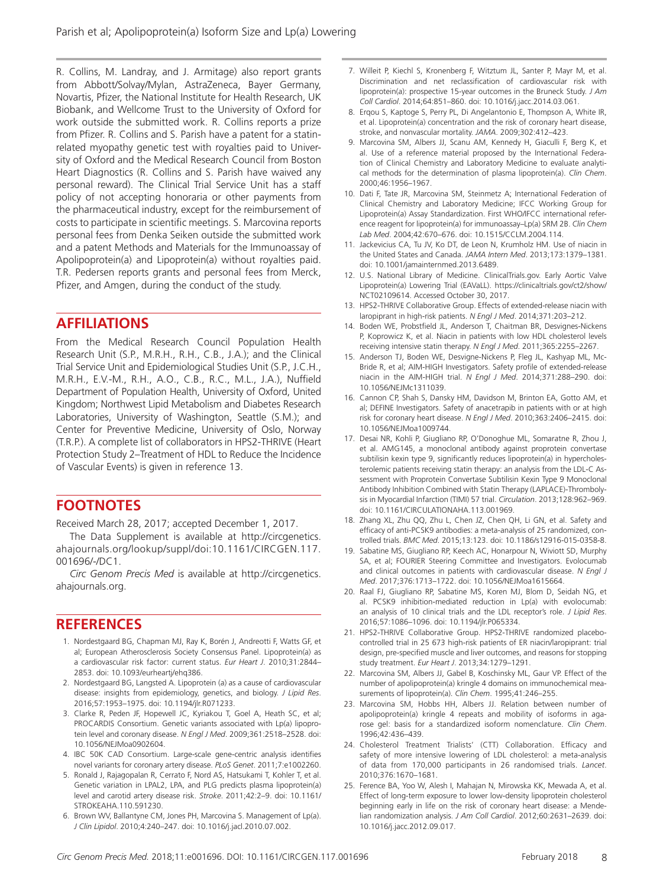R. Collins, M. Landray, and J. Armitage) also report grants from Abbott/Solvay/Mylan, AstraZeneca, Bayer Germany, Novartis, Pfizer, the National Institute for Health Research, UK Biobank, and Wellcome Trust to the University of Oxford for work outside the submitted work. R. Collins reports a prize from Pfizer. R. Collins and S. Parish have a patent for a statin-related myopathy genetic test with royalties paid to University of Oxford and the Medical Research Council from Boston Heart Diagnostics (R. Collins and S. Parish have waived any personal reward). The Clinical Trial Service Unit has a staff policy of not accepting honoraria or other payments from the pharmaceutical industry, except for the reimbursement of costs to participate in scientific meetings. S. Marcovina reports personal fees from Denka Seiken outside the submitted work and a patent Methods and Materials for the Immunoassay of Apolipoprotein(a) and Lipoprotein(a) without royalties paid. T.R. Pedersen reports grants and personal fees from Merck, Pfizer, and Amgen, during the conduct of the study.

## AFFILIATIONS

From the Medical Research Council Population Health Research Unit (S.P., M.R.H., R.H., C.B., J.A.); and the Clinical Trial Service Unit and Epidemiological Studies Unit (S.P., J.C.H., M.R.H., E.V.-M., R.H., A.O., C.B., R.C., M.L., J.A.), Nuffield Department of Population Health, University of Oxford, United Kingdom; Northwest Lipid Metabolism and Diabetes Research Laboratories, University of Washington, Seattle (S.M.); and Center for Preventive Medicine, University of Oslo, Norway (T.R.P.). A complete list of collaborators in HPS2-THRIVE (Heart Protection Study 2–Treatment of HDL to Reduce the Incidence of Vascular Events) is given in reference 13.

## FOOTNOTES

Received March 28, 2017; accepted December 1, 2017.

The Data Supplement is available at http://circgenetics.ahajournals.org/lookup/suppl/doi:10.1161/CIRCGEN.117.001696/-/DC1.

*Circ Genom Precis Med* is available at http://circgenetics.ahajournals.org.

## REFERENCES

1. Nordestgaard BG, Chapman MJ, Ray K, Borén J, Andreotti F, Watts GF, et al; European Atherosclerosis Society Consensus Panel. Lipoprotein(a) as a cardiovascular risk factor: current status. *Eur Heart J*. 2010;31:2844–2853. doi: 10.1093/eurheartj/ehq386.
2. Nordestgaard BG, Langsted A. Lipoprotein (a) as a cause of cardiovascular disease: insights from epidemiology, genetics, and biology. *J Lipid Res*. 2016;57:1953–1975. doi: 10.1194/jlr.R071233.
3. Clarke R, Peden JF, Hopewell JC, Kyriakou T, Goel A, Heath SC, et al; PROCARDIS Consortium. Genetic variants associated with Lp(a) lipoprotein level and coronary disease. *N Engl J Med*. 2009;361:2518–2528. doi: 10.1056/NEJMoa0902604.
4. IBC 50K CAD Consortium. Large-scale gene-centric analysis identifies novel variants for coronary artery disease. *PLoS Genet*. 2011;7:e1002260.
5. Ronald J, Rajagopalan R, Cerrato F, Nord AS, Hatsukami T, Kohler T, et al. Genetic variation in LPAL2, LPA, and PLG predicts plasma lipoprotein(a) level and carotid artery disease risk. *Stroke*. 2011;42:2–9. doi: 10.1161/STROKEAHA.110.591230.
6. Brown WV, Ballantyne CM, Jones PH, Marcovina S. Management of Lp(a). *J Clin Lipidol*. 2010;4:240–247. doi: 10.1016/j.jacl.2010.07.002.
7. Willeit P, Kiechl S, Kronenberg F, Witztum JL, Santer P, Mayr M, et al. Discrimination and net reclassification of cardiovascular risk with lipoprotein(a): prospective 15-year outcomes in the Bruneck Study. *J Am Coll Cardiol*. 2014;64:851–860. doi: 10.1016/j.jacc.2014.03.061.
8. Erqou S, Kaptoge S, Perry PL, Di Angelantonio E, Thompson A, White IR, et al. Lipoprotein(a) concentration and the risk of coronary heart disease, stroke, and nonvascular mortality. *JAMA*. 2009;302:412–423.
9. Marcovina SM, Albers JJ, Scanu AM, Kennedy H, Giaculli F, Berg K, et al. Use of a reference material proposed by the International Federation of Clinical Chemistry and Laboratory Medicine to evaluate analytical methods for the determination of plasma lipoprotein(a). *Clin Chem*. 2000;46:1956–1967.
10. Dati F, Tate JR, Marcovina SM, Steinmetz A; International Federation of Clinical Chemistry and Laboratory Medicine; IFCC Working Group for Lipoprotein(a) Assay Standardization. First WHO/IFCC international reference reagent for lipoprotein(a) for immunoassay–Lp(a) SRM 2B. *Clin Chem Lab Med*. 2004;42:670–676. doi: 10.1515/CCLM.2004.114.
11. Jackevicius CA, Tu JV, Ko DT, de Leon N, Krumholz HM. Use of niacin in the United States and Canada. *JAMA Intern Med*. 2013;173:1379–1381. doi: 10.1001/jamainternmed.2013.6489.
12. U.S. National Library of Medicine. ClinicalTrials.gov. Early Aortic Valve Lipoprotein(a) Lowering Trial (EAVaLL). https://clinicaltrials.gov/ct2/show/NCT02109614. Accessed October 30, 2017.
13. HPS2-THRIVE Collaborative Group. Effects of extended-release niacin with laropiprant in high-risk patients. *N Engl J Med*. 2014;371:203–212.
14. Boden WE, Probstfield JL, Anderson T, Chaitman BR, Desvignes-Nickens P, Koprowicz K, et al. Niacin in patients with low HDL cholesterol levels receiving intensive statin therapy. *N Engl J Med*. 2011;365:2255–2267.
15. Anderson TJ, Boden WE, Desvigne-Nickens P, Fleg JL, Kashyap ML, McBride R, et al; AIM-HIGH Investigators. Safety profile of extended-release niacin in the AIM-HIGH trial. *N Engl J Med*. 2014;371:288–290. doi: 10.1056/NEJMc1311039.
16. Cannon CP, Shah S, Dansky HM, Davidson M, Brinton EA, Gotto AM, et al; DEFINE Investigators. Safety of anacetrapib in patients with or at high risk for coronary heart disease. *N Engl J Med*. 2010;363:2406–2415. doi: 10.1056/NEJMoa1009744.
17. Desai NR, Kohli P, Giugliano RP, O'Donoghue ML, Somaratne R, Zhou J, et al. AMG145, a monoclonal antibody against proprotein convertase subtilisin kexin type 9, significantly reduces lipoprotein(a) in hypercholesterolemic patients receiving statin therapy: an analysis from the LDL-C Assessment with Proprotein Convertase Subtilisin Kexin Type 9 Monoclonal Antibody Inhibition Combined with Statin Therapy (LAPLACE)-Thrombolysis in Myocardial Infarction (TIMI) 57 trial. *Circulation*. 2013;128:962–969. doi: 10.1161/CIRCULATIONAHA.113.001969.
18. Zhang XL, Zhu QQ, Zhu L, Chen JZ, Chen QH, Li GN, et al. Safety and efficacy of anti-PCSK9 antibodies: a meta-analysis of 25 randomized, controlled trials. *BMC Med*. 2015;13:123. doi: 10.1186/s12916-015-0358-8.
19. Sabatine MS, Giugliano RP, Keech AC, Honarpour N, Wiviott SD, Murphy SA, et al; FOURIER Steering Committee and Investigators. Evolocumab and clinical outcomes in patients with cardiovascular disease. *N Engl J Med*. 2017;376:1713–1722. doi: 10.1056/NEJMoa1615664.
20. Raal FJ, Giugliano RP, Sabatine MS, Koren MJ, Blom D, Seidah NG, et al. PCSK9 inhibition-mediated reduction in Lp(a) with evolocumab: an analysis of 10 clinical trials and the LDL receptor's role. *J Lipid Res*. 2016;57:1086–1096. doi: 10.1194/jlr.P065334.
21. HPS2-THRIVE Collaborative Group. HPS2-THRIVE randomized placebo-controlled trial in 25 673 high-risk patients of ER niacin/laropiprant: trial design, pre-specified muscle and liver outcomes, and reasons for stopping study treatment. *Eur Heart J*. 2013;34:1279–1291.
22. Marcovina SM, Albers JJ, Gabel B, Koschinsky ML, Gaur VP. Effect of the number of apolipoprotein(a) kringle 4 domains on immunochemical measurements of lipoprotein(a). *Clin Chem*. 1995;41:246–255.
23. Marcovina SM, Hobbs HH, Albers JJ. Relation between number of apolipoprotein(a) kringle 4 repeats and mobility of isoforms in agarose gel: basis for a standardized isoform nomenclature. *Clin Chem*. 1996;42:436–439.
24. Cholesterol Treatment Trialists' (CTT) Collaboration. Efficacy and safety of more intensive lowering of LDL cholesterol: a meta-analysis of data from 170,000 participants in 26 randomised trials. *Lancet*. 2010;376:1670–1681.
25. Ference BA, Yoo W, Alesh I, Mahajan N, Mirowska KK, Mewada A, et al. Effect of long-term exposure to lower low-density lipoprotein cholesterol beginning early in life on the risk of coronary heart disease: a Mendelian randomization analysis. *J Am Coll Cardiol*. 2012;60:2631–2639. doi: 10.1016/j.jacc.2012.09.017.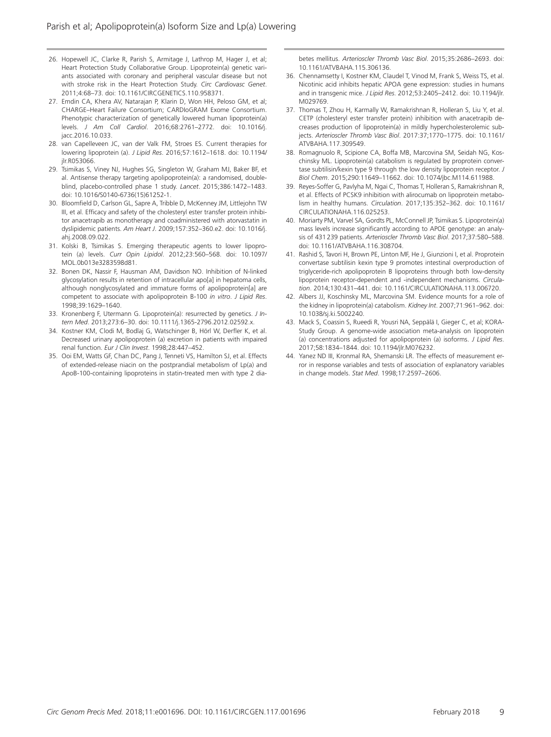26. Hopewell JC, Clarke R, Parish S, Armitage J, Lathrop M, Hager J, et al; Heart Protection Study Collaborative Group. Lipoprotein(a) genetic variants associated with coronary and peripheral vascular disease but not with stroke risk in the Heart Protection Study. *Circ Cardiovasc Genet*. 2011;4:68–73. doi: 10.1161/CIRCGENETICS.110.958371.
27. Emdin CA, Khera AV, Natarajan P, Klarin D, Won HH, Peloso GM, et al; CHARGE–Heart Failure Consortium; CARDIoGRAM Exome Consortium. Phenotypic characterization of genetically lowered human lipoprotein(a) levels. *J Am Coll Cardiol*. 2016;68:2761–2772. doi: 10.1016/j.jacc.2016.10.033.
28. van Capelleveen JC, van der Valk FM, Stroes ES. Current therapies for lowering lipoprotein (a). *J Lipid Res*. 2016;57:1612–1618. doi: 10.1194/jlr.R053066.
29. Tsimikas S, Viney NJ, Hughes SG, Singleton W, Graham MJ, Baker BF, et al. Antisense therapy targeting apolipoprotein(a): a randomised, double-blind, placebo-controlled phase 1 study. *Lancet*. 2015;386:1472–1483. doi: 10.1016/S0140-6736(15)61252-1.
30. Bloomfield D, Carlson GL, Sapre A, Tribble D, McKenney JM, Littlejohn TW III, et al. Efficacy and safety of the cholesteryl ester transfer protein inhibitor anacetrapib as monotherapy and coadministered with atorvastatin in dyslipidemic patients. *Am Heart J*. 2009;157:352–360.e2. doi: 10.1016/j.ahj.2008.09.022.
31. Kolski B, Tsimikas S. Emerging therapeutic agents to lower lipoprotein (a) levels. *Curr Opin Lipidol*. 2012;23:560–568. doi: 10.1097/MOL.0b013e3283598d81.
32. Bonen DK, Nassir F, Hausman AM, Davidson NO. Inhibition of N-linked glycosylation results in retention of intracellular apo[a] in hepatoma cells, although nonglycosylated and immature forms of apolipoprotein[a] are competent to associate with apolipoprotein B-100 *in vitro*. *J Lipid Res*. 1998;39:1629–1640.
33. Kronenberg F, Utermann G. Lipoprotein(a): resurrected by genetics. *J Intern Med*. 2013;273:6–30. doi: 10.1111/j.1365-2796.2012.02592.x.
34. Kostner KM, Clodi M, Bodlaj G, Watschinger B, Hörl W, Derfler K, et al. Decreased urinary apolipoprotein (a) excretion in patients with impaired renal function. *Eur J Clin Invest*. 1998;28:447–452.
35. Ooi EM, Watts GF, Chan DC, Pang J, Tenneti VS, Hamilton SJ, et al. Effects of extended-release niacin on the postprandial metabolism of Lp(a) and ApoB-100-containing lipoproteins in statin-treated men with type 2 diabetes mellitus. *Arterioscler Thromb Vasc Biol*. 2015;35:2686–2693. doi: 10.1161/ATVBAHA.115.306136.
36. Chennamsetty I, Kostner KM, Claudel T, Vinod M, Frank S, Weiss TS, et al. Nicotinic acid inhibits hepatic APOA gene expression: studies in humans and in transgenic mice. *J Lipid Res*. 2012;53:2405–2412. doi: 10.1194/jlr.M029769.
37. Thomas T, Zhou H, Karmally W, Ramakrishnan R, Holleran S, Liu Y, et al. CETP (cholesteryl ester transfer protein) inhibition with anacetrapib decreases production of lipoprotein(a) in mildly hypercholesterolemic subjects. *Arterioscler Thromb Vasc Biol*. 2017:37;1770–1775. doi: 10.1161/ATVBAHA.117.309549.
38. Romagnuolo R, Scipione CA, Boffa MB, Marcovina SM, Seidah NG, Koschinsky ML. Lipoprotein(a) catabolism is regulated by proprotein convertase subtilisin/kexin type 9 through the low density lipoprotein receptor. *J Biol Chem*. 2015;290:11649–11662. doi: 10.1074/jbc.M114.611988.
39. Reyes-Soffer G, Pavlyha M, Ngai C, Thomas T, Holleran S, Ramakrishnan R, et al. Effects of PCSK9 inhibition with alirocumab on lipoprotein metabolism in healthy humans. *Circulation*. 2017;135:352–362. doi: 10.1161/CIRCULATIONAHA.116.025253.
40. Moriarty PM, Varvel SA, Gordts PL, McConnell JP, Tsimikas S. Lipoprotein(a) mass levels increase significantly according to APOE genotype: an analysis of 431 239 patients. *Arterioscler Thromb Vasc Biol*. 2017;37:580–588. doi: 10.1161/ATVBAHA.116.308704.
41. Rashid S, Tavori H, Brown PE, Linton MF, He J, Giunzioni I, et al. Proprotein convertase subtilisin kexin type 9 promotes intestinal overproduction of triglyceride-rich apolipoprotein B lipoproteins through both low-density lipoprotein receptor-dependent and -independent mechanisms. *Circulation*. 2014;130:431–441. doi: 10.1161/CIRCULATIONAHA.113.006720.
42. Albers JJ, Koschinsky ML, Marcovina SM. Evidence mounts for a role of the kidney in lipoprotein(a) catabolism. *Kidney Int*. 2007;71:961–962. doi: 10.1038/sj.ki.5002240.
43. Mack S, Coassin S, Rueedi R, Yousri NA, Seppälä I, Gieger C, et al; KORA-Study Group. A genome-wide association meta-analysis on lipoprotein (a) concentrations adjusted for apolipoprotein (a) isoforms. *J Lipid Res*. 2017;58:1834–1844. doi: 10.1194/jlr.M076232.
44. Yanez ND III, Kronmal RA, Shemanski LR. The effects of measurement error in response variables and tests of association of explanatory variables in change models. *Stat Med*. 1998;17:2597–2606.